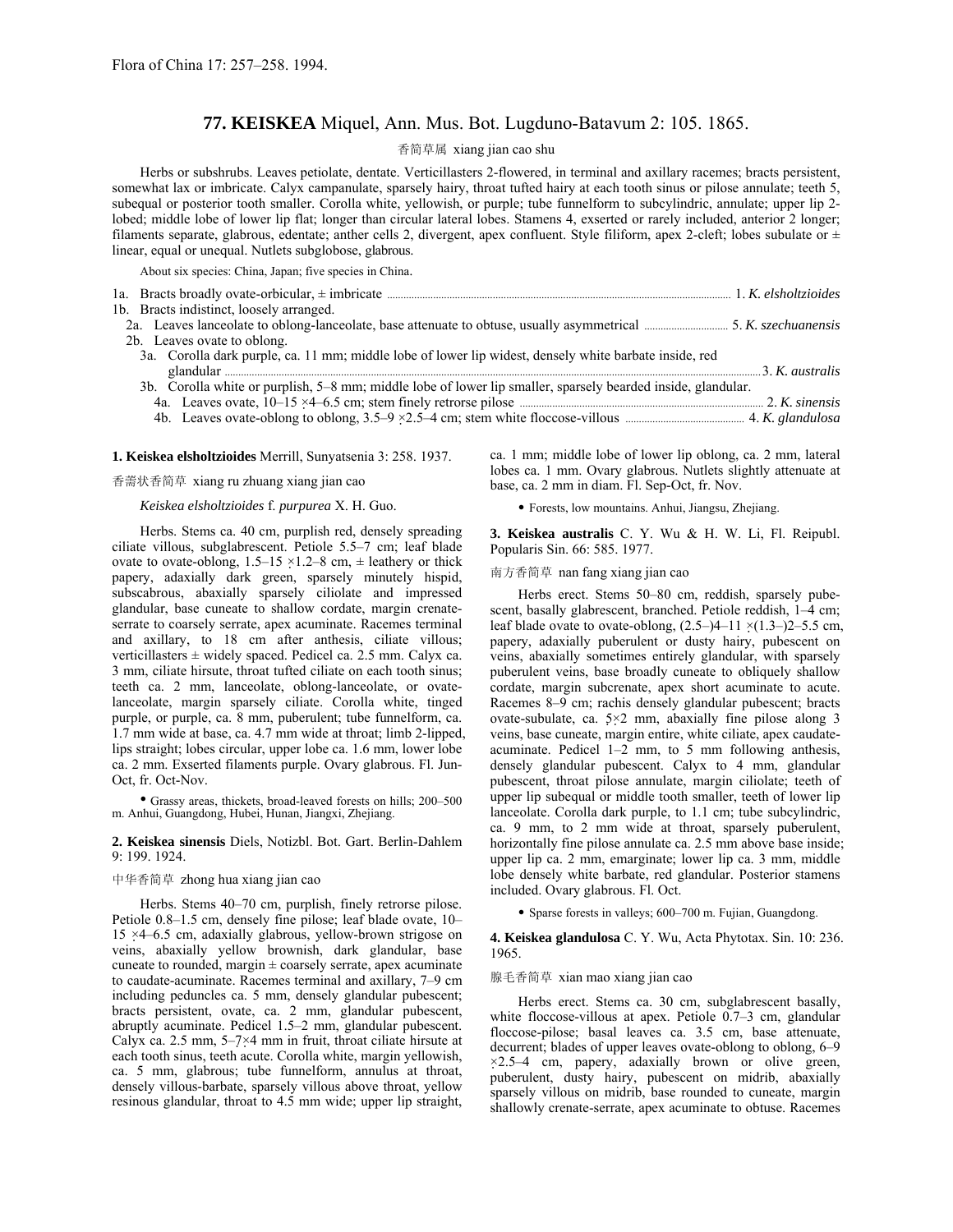Flora of China 17: 257–258. 1994.

## 77. KEISKEA Miquel, Ann. Mus. Bot. Lugduno-Batavum 2: 105. 1865.

香简草属 xiang jian cao shu

Herbs or subshrubs. Leaves petiolate, dentate. Verticillasters 2-flowered, in terminal and axillary racemes; bracts persistent, somewhat lax or imbricate. Calyx campanulate, sparsely hairy, throat tufted hairy at each tooth sinus or pilose annulate; teeth 5, subequal or posterior tooth smaller. Corolla white, yellowish, or purple; tube funnelform to subcylindric, annulate; upper lip 2-lobed; middle lobe of lower lip flat; longer than circular lateral lobes. Stamens 4, exserted or rarely included, anterior 2 longer; filaments separate, glabrous, edentate; anther cells 2, divergent, apex confluent. Style filiform, apex 2-cleft; lobes subulate or ± linear, equal or unequal. Nutlets subglobose, glabrous.

About six species: China, Japan; five species in China.

1a. Bracts broadly ovate-orbicular, ± imbricate ..... 1. *K. elsholtzioides*
1b. Bracts indistinct, loosely arranged.
  2a. Leaves lanceolate to oblong-lanceolate, base attenuate to obtuse, usually asymmetrical ..... 5. *K. szechuanensis*
  2b. Leaves ovate to oblong.
    3a. Corolla dark purple, ca. 11 mm; middle lobe of lower lip widest, densely white barbate inside, red glandular ..... 3. *K. australis*
    3b. Corolla white or purplish, 5–8 mm; middle lobe of lower lip smaller, sparsely bearded inside, glandular.
      4a. Leaves ovate, 10–15 × 4–6.5 cm; stem finely retrorse pilose ..... 2. *K. sinensis*
      4b. Leaves ovate-oblong to oblong, 3.5–9 × 2.5–4 cm; stem white floccose-villous ..... 4. *K. glandulosa*

**1. Keiskea elsholtzioides** Merrill, Sunyatsenia 3: 258. 1937.

香薷状香简草 xiang ru zhuang xiang jian cao

*Keiskea elsholtzioides* f. *purpurea* X. H. Guo.

Herbs. Stems ca. 40 cm, purplish red, densely spreading ciliate villous, subglabrescent. Petiole 5.5–7 cm; leaf blade ovate to ovate-oblong, 1.5–15 × 1.2–8 cm, ± leathery or thick papery, adaxially dark green, sparsely minutely hispid, subscabrous, abaxially sparsely ciliolate and impressed glandular, base cuneate to shallow cordate, margin crenate-serrate to coarsely serrate, apex acuminate. Racemes terminal and axillary, to 18 cm after anthesis, ciliate villous; verticillasters ± widely spaced. Pedicel ca. 2.5 mm. Calyx ca. 3 mm, ciliate hirsute, throat tufted ciliate on each tooth sinus; teeth ca. 2 mm, lanceolate, oblong-lanceolate, or ovate-lanceolate, margin sparsely ciliate. Corolla white, tinged purple, or purple, ca. 8 mm, puberulent; tube funnelform, ca. 1.7 mm wide at base, ca. 4.7 mm wide at throat; limb 2-lipped, lips straight; lobes circular, upper lobe ca. 1.6 mm, lower lobe ca. 2 mm. Exserted filaments purple. Ovary glabrous. Fl. Jun-Oct, fr. Oct-Nov.

• Grassy areas, thickets, broad-leaved forests on hills; 200–500 m. Anhui, Guangdong, Hubei, Hunan, Jiangxi, Zhejiang.

**2. Keiskea sinensis** Diels, Notizbl. Bot. Gart. Berlin-Dahlem 9: 199. 1924.

中华香简草 zhong hua xiang jian cao

Herbs. Stems 40–70 cm, purplish, finely retrorse pilose. Petiole 0.8–1.5 cm, densely fine pilose; leaf blade ovate, 10–15 × 4–6.5 cm, adaxially glabrous, yellow-brown strigose on veins, abaxially yellow brownish, dark glandular, base cuneate to rounded, margin ± coarsely serrate, apex acuminate to caudate-acuminate. Racemes terminal and axillary, 7–9 cm including peduncles ca. 5 mm, densely glandular pubescent; bracts persistent, ovate, ca. 2 mm, glandular pubescent, abruptly acuminate. Pedicel 1.5–2 mm, glandular pubescent. Calyx ca. 2.5 mm, 5–7 × 4 mm in fruit, throat ciliate hirsute at each tooth sinus, teeth acute. Corolla white, margin yellowish, ca. 5 mm, glabrous; tube funnelform, annulus at throat, densely villous-barbate, sparsely villous above throat, yellow resinous glandular, throat to 4.5 mm wide; upper lip straight, ca. 1 mm; middle lobe of lower lip oblong, ca. 2 mm, lateral lobes ca. 1 mm. Ovary glabrous. Nutlets slightly attenuate at base, ca. 2 mm in diam. Fl. Sep-Oct, fr. Nov.

• Forests, low mountains. Anhui, Jiangsu, Zhejiang.

**3. Keiskea australis** C. Y. Wu & H. W. Li, Fl. Reipubl. Popularis Sin. 66: 585. 1977.

南方香简草 nan fang xiang jian cao

Herbs erect. Stems 50–80 cm, reddish, sparsely pubescent, basally glabrescent, branched. Petiole reddish, 1–4 cm; leaf blade ovate to ovate-oblong, (2.5–)4–11 × (1.3–)2–5.5 cm, papery, adaxially puberulent or dusty hairy, pubescent on veins, abaxially sometimes entirely glandular, with sparsely puberulent veins, base broadly cuneate to obliquely shallow cordate, margin subcrenate, apex short acuminate to acute. Racemes 8–9 cm; rachis densely glandular pubescent; bracts ovate-subulate, ca. 5 × 2 mm, abaxially fine pilose along 3 veins, base cuneate, margin entire, white ciliate, apex caudate-acuminate. Pedicel 1–2 mm, to 5 mm following anthesis, densely glandular pubescent. Calyx to 4 mm, glandular pubescent, throat pilose annulate, margin ciliolate; teeth of upper lip subequal or middle tooth smaller, teeth of lower lip lanceolate. Corolla dark purple, to 1.1 cm; tube subcylindric, ca. 9 mm, to 2 mm wide at throat, sparsely puberulent, horizontally fine pilose annulate ca. 2.5 mm above base inside; upper lip ca. 2 mm, emarginate; lower lip ca. 3 mm, middle lobe densely white barbate, red glandular. Posterior stamens included. Ovary glabrous. Fl. Oct.

• Sparse forests in valleys; 600–700 m. Fujian, Guangdong.

**4. Keiskea glandulosa** C. Y. Wu, Acta Phytotax. Sin. 10: 236. 1965.

腺毛香简草 xian mao xiang jian cao

Herbs erect. Stems ca. 30 cm, subglabrescent basally, white floccose-villous at apex. Petiole 0.7–3 cm, glandular floccose-pilose; basal leaves ca. 3.5 cm, base attenuate, decurrent; blades of upper leaves ovate-oblong to oblong, 6–9 × 2.5–4 cm, papery, adaxially brown or olive green, puberulent, dusty hairy, pubescent on midrib, abaxially sparsely villous on midrib, base rounded to cuneate, margin shallowly crenate-serrate, apex acuminate to obtuse. Racemes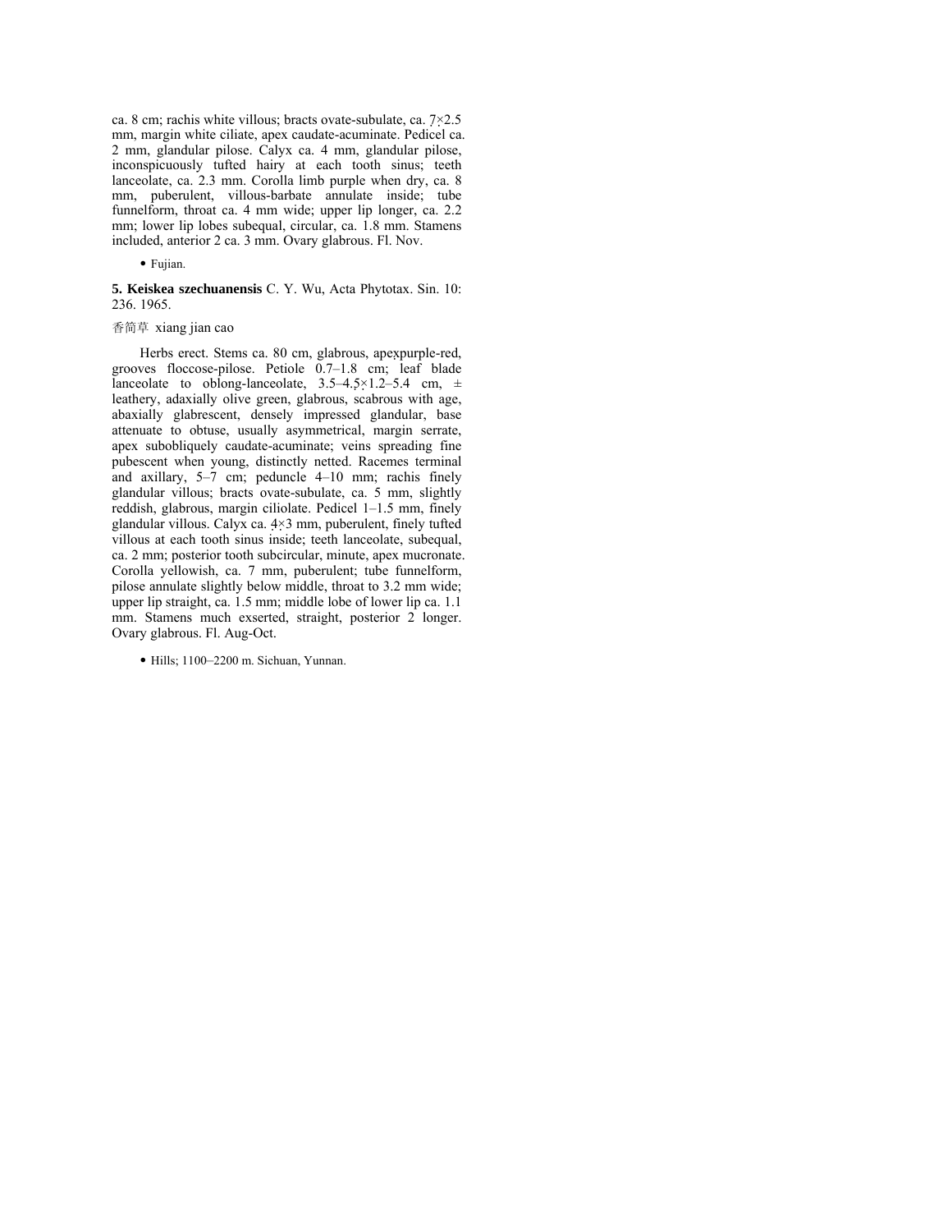ca. 8 cm; rachis white villous; bracts ovate-subulate, ca. 7×2.5 mm, margin white ciliate, apex caudate-acuminate. Pedicel ca. 2 mm, glandular pilose. Calyx ca. 4 mm, glandular pilose, inconspicuously tufted hairy at each tooth sinus; teeth lanceolate, ca. 2.3 mm. Corolla limb purple when dry, ca. 8 mm, puberulent, villous-barbate annulate inside; tube funnelform, throat ca. 4 mm wide; upper lip longer, ca. 2.2 mm; lower lip lobes subequal, circular, ca. 1.8 mm. Stamens included, anterior 2 ca. 3 mm. Ovary glabrous. Fl. Nov.

- Fujian.

**5. Keiskea szechuanensis** C. Y. Wu, Acta Phytotax. Sin. 10: 236. 1965.

香简草 xiang jian cao

Herbs erect. Stems ca. 80 cm, glabrous, apex purple-red, grooves floccose-pilose. Petiole 0.7–1.8 cm; leaf blade lanceolate to oblong-lanceolate, 3.5–4.5×1.2–5.4 cm, ± leathery, adaxially olive green, glabrous, scabrous with age, abaxially glabrescent, densely impressed glandular, base attenuate to obtuse, usually asymmetrical, margin serrate, apex subobliquely caudate-acuminate; veins spreading fine pubescent when young, distinctly netted. Racemes terminal and axillary, 5–7 cm; peduncle 4–10 mm; rachis finely glandular villous; bracts ovate-subulate, ca. 5 mm, slightly reddish, glabrous, margin ciliolate. Pedicel 1–1.5 mm, finely glandular villous. Calyx ca. 4×3 mm, puberulent, finely tufted villous at each tooth sinus inside; teeth lanceolate, subequal, ca. 2 mm; posterior tooth subcircular, minute, apex mucronate. Corolla yellowish, ca. 7 mm, puberulent; tube funnelform, pilose annulate slightly below middle, throat to 3.2 mm wide; upper lip straight, ca. 1.5 mm; middle lobe of lower lip ca. 1.1 mm. Stamens much exserted, straight, posterior 2 longer. Ovary glabrous. Fl. Aug-Oct.

- Hills; 1100–2200 m. Sichuan, Yunnan.